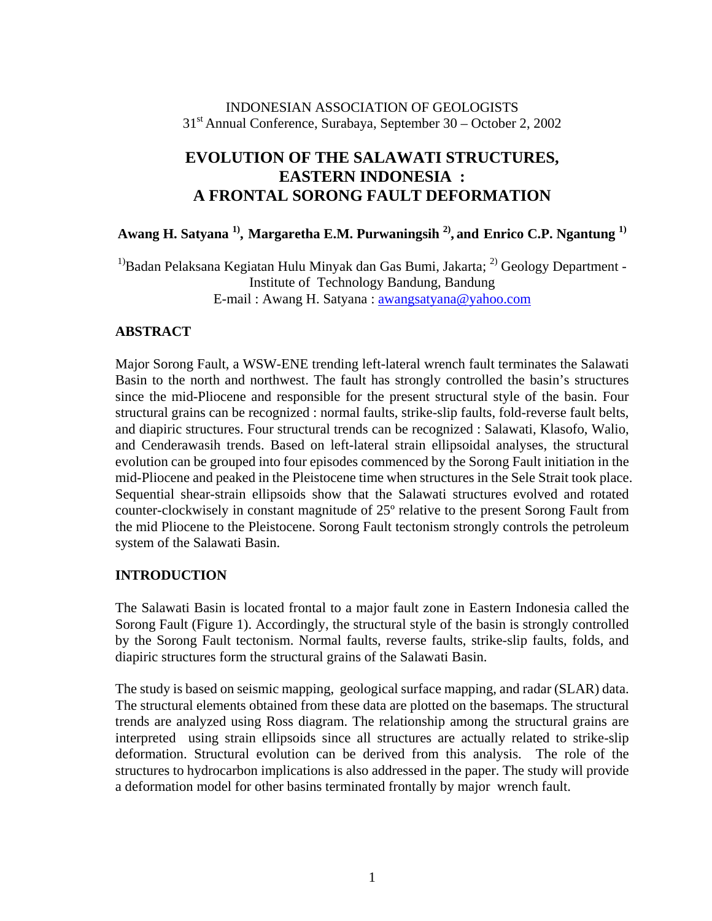INDONESIAN ASSOCIATION OF GEOLOGISTS
31st Annual Conference, Surabaya, September 30 – October 2, 2002

# EVOLUTION OF THE SALAWATI STRUCTURES, EASTERN INDONESIA : A FRONTAL SORONG FAULT DEFORMATION

**Awang H. Satyana [1], Margaretha E.M. Purwaningsih [2], and Enrico C.P. Ngantung [1]**

[1]Badan Pelaksana Kegiatan Hulu Minyak dan Gas Bumi, Jakarta; [2] Geology Department - Institute of Technology Bandung, Bandung
E-mail : Awang H. Satyana : awangsatyana@yahoo.com

## ABSTRACT

Major Sorong Fault, a WSW-ENE trending left-lateral wrench fault terminates the Salawati Basin to the north and northwest. The fault has strongly controlled the basin's structures since the mid-Pliocene and responsible for the present structural style of the basin. Four structural grains can be recognized : normal faults, strike-slip faults, fold-reverse fault belts, and diapiric structures. Four structural trends can be recognized : Salawati, Klasofo, Walio, and Cenderawasih trends. Based on left-lateral strain ellipsoidal analyses, the structural evolution can be grouped into four episodes commenced by the Sorong Fault initiation in the mid-Pliocene and peaked in the Pleistocene time when structures in the Sele Strait took place. Sequential shear-strain ellipsoids show that the Salawati structures evolved and rotated counter-clockwisely in constant magnitude of 25º relative to the present Sorong Fault from the mid Pliocene to the Pleistocene. Sorong Fault tectonism strongly controls the petroleum system of the Salawati Basin.

## INTRODUCTION

The Salawati Basin is located frontal to a major fault zone in Eastern Indonesia called the Sorong Fault (Figure 1). Accordingly, the structural style of the basin is strongly controlled by the Sorong Fault tectonism. Normal faults, reverse faults, strike-slip faults, folds, and diapiric structures form the structural grains of the Salawati Basin.

The study is based on seismic mapping, geological surface mapping, and radar (SLAR) data. The structural elements obtained from these data are plotted on the basemaps. The structural trends are analyzed using Ross diagram. The relationship among the structural grains are interpreted using strain ellipsoids since all structures are actually related to strike-slip deformation. Structural evolution can be derived from this analysis. The role of the structures to hydrocarbon implications is also addressed in the paper. The study will provide a deformation model for other basins terminated frontally by major wrench fault.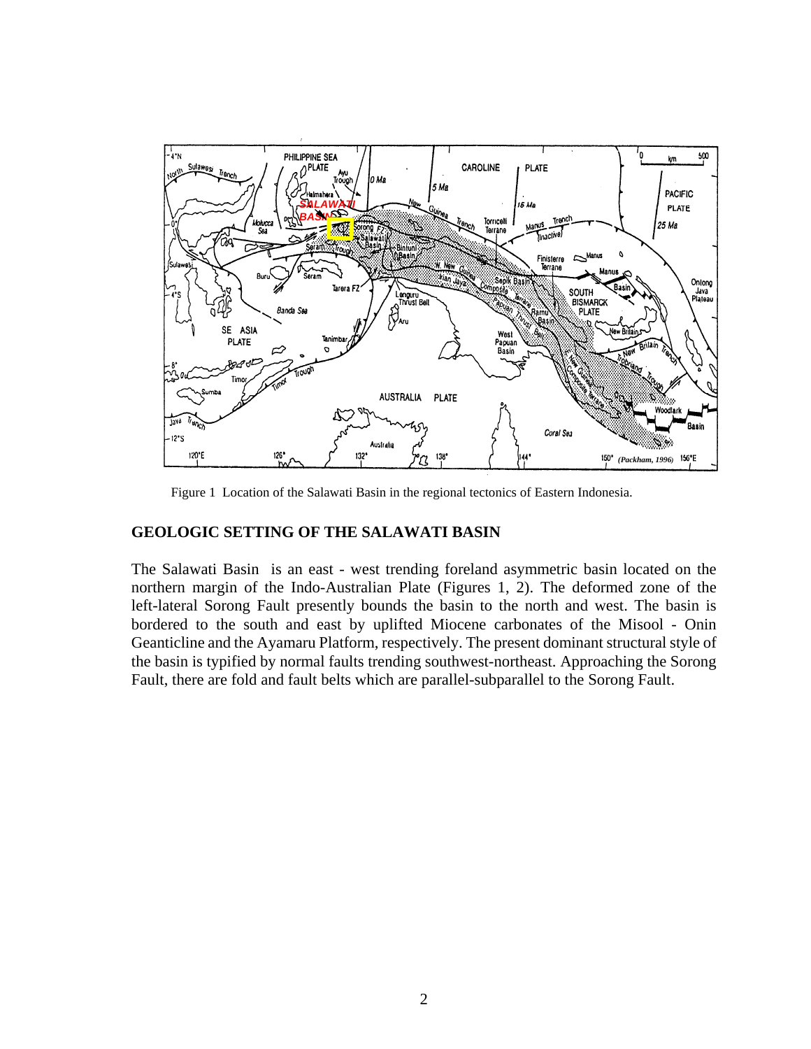Figure 1 Location of the Salawati Basin in the regional tectonics of Eastern Indonesia.

## GEOLOGIC SETTING OF THE SALAWATI BASIN

The Salawati Basin is an east - west trending foreland asymmetric basin located on the northern margin of the Indo-Australian Plate (Figures 1, 2). The deformed zone of the left-lateral Sorong Fault presently bounds the basin to the north and west. The basin is bordered to the south and east by uplifted Miocene carbonates of the Misool - Onin Geanticline and the Ayamaru Platform, respectively. The present dominant structural style of the basin is typified by normal faults trending southwest-northeast. Approaching the Sorong Fault, there are fold and fault belts which are parallel-subparallel to the Sorong Fault.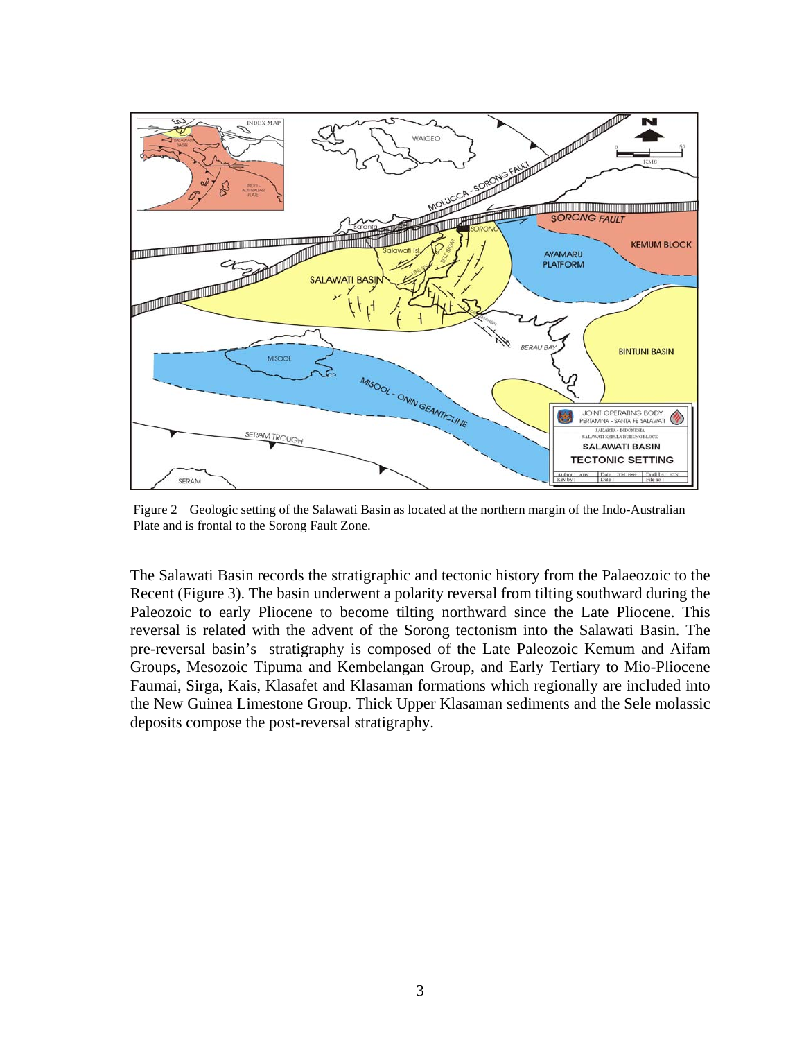Figure 2 Geologic setting of the Salawati Basin as located at the northern margin of the Indo-Australian Plate and is frontal to the Sorong Fault Zone.

The Salawati Basin records the stratigraphic and tectonic history from the Palaeozoic to the Recent (Figure 3). The basin underwent a polarity reversal from tilting southward during the Paleozoic to early Pliocene to become tilting northward since the Late Pliocene. This reversal is related with the advent of the Sorong tectonism into the Salawati Basin. The pre-reversal basin's stratigraphy is composed of the Late Paleozoic Kemum and Aifam Groups, Mesozoic Tipuma and Kembelangan Group, and Early Tertiary to Mio-Pliocene Faumai, Sirga, Kais, Klasafet and Klasaman formations which regionally are included into the New Guinea Limestone Group. Thick Upper Klasaman sediments and the Sele molassic deposits compose the post-reversal stratigraphy.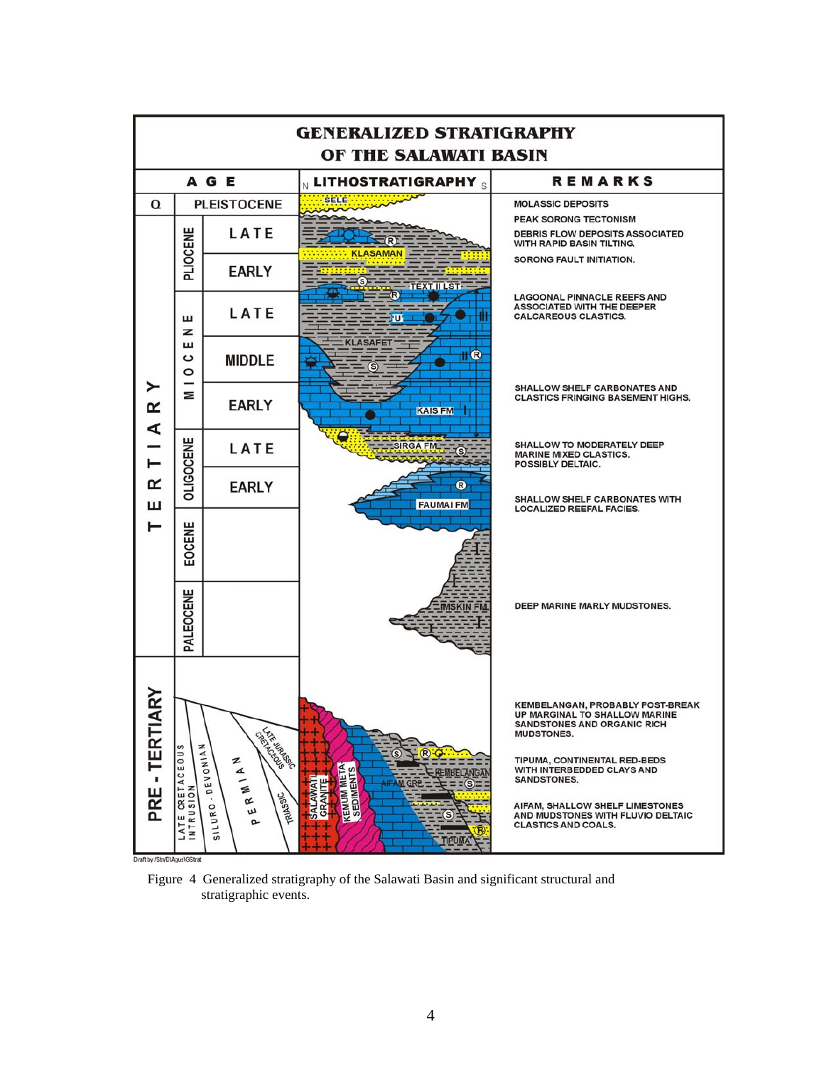Figure 4 Generalized stratigraphy of the Salawati Basin and significant structural and stratigraphic events.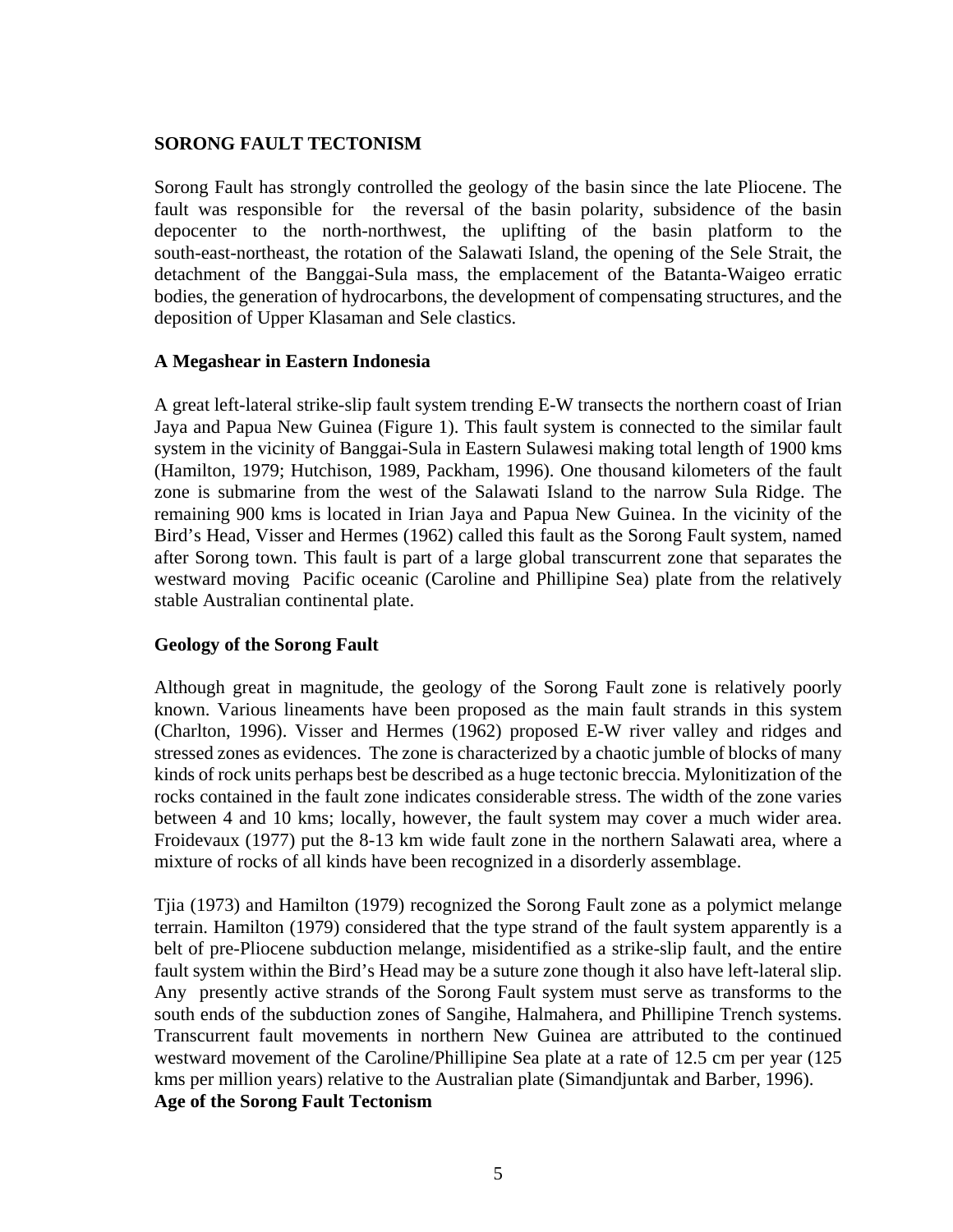## SORONG FAULT TECTONISM

Sorong Fault has strongly controlled the geology of the basin since the late Pliocene. The fault was responsible for the reversal of the basin polarity, subsidence of the basin depocenter to the north-northwest, the uplifting of the basin platform to the south-east-northeast, the rotation of the Salawati Island, the opening of the Sele Strait, the detachment of the Banggai-Sula mass, the emplacement of the Batanta-Waigeo erratic bodies, the generation of hydrocarbons, the development of compensating structures, and the deposition of Upper Klasaman and Sele clastics.

### A Megashear in Eastern Indonesia

A great left-lateral strike-slip fault system trending E-W transects the northern coast of Irian Jaya and Papua New Guinea (Figure 1). This fault system is connected to the similar fault system in the vicinity of Banggai-Sula in Eastern Sulawesi making total length of 1900 kms (Hamilton, 1979; Hutchison, 1989, Packham, 1996). One thousand kilometers of the fault zone is submarine from the west of the Salawati Island to the narrow Sula Ridge. The remaining 900 kms is located in Irian Jaya and Papua New Guinea. In the vicinity of the Bird's Head, Visser and Hermes (1962) called this fault as the Sorong Fault system, named after Sorong town. This fault is part of a large global transcurrent zone that separates the westward moving Pacific oceanic (Caroline and Phillipine Sea) plate from the relatively stable Australian continental plate.

### Geology of the Sorong Fault

Although great in magnitude, the geology of the Sorong Fault zone is relatively poorly known. Various lineaments have been proposed as the main fault strands in this system (Charlton, 1996). Visser and Hermes (1962) proposed E-W river valley and ridges and stressed zones as evidences. The zone is characterized by a chaotic jumble of blocks of many kinds of rock units perhaps best be described as a huge tectonic breccia. Mylonitization of the rocks contained in the fault zone indicates considerable stress. The width of the zone varies between 4 and 10 kms; locally, however, the fault system may cover a much wider area. Froidevaux (1977) put the 8-13 km wide fault zone in the northern Salawati area, where a mixture of rocks of all kinds have been recognized in a disorderly assemblage.

Tjia (1973) and Hamilton (1979) recognized the Sorong Fault zone as a polymict melange terrain. Hamilton (1979) considered that the type strand of the fault system apparently is a belt of pre-Pliocene subduction melange, misidentified as a strike-slip fault, and the entire fault system within the Bird's Head may be a suture zone though it also have left-lateral slip. Any presently active strands of the Sorong Fault system must serve as transforms to the south ends of the subduction zones of Sangihe, Halmahera, and Phillipine Trench systems. Transcurrent fault movements in northern New Guinea are attributed to the continued westward movement of the Caroline/Phillipine Sea plate at a rate of 12.5 cm per year (125 kms per million years) relative to the Australian plate (Simandjuntak and Barber, 1996).

### Age of the Sorong Fault Tectonism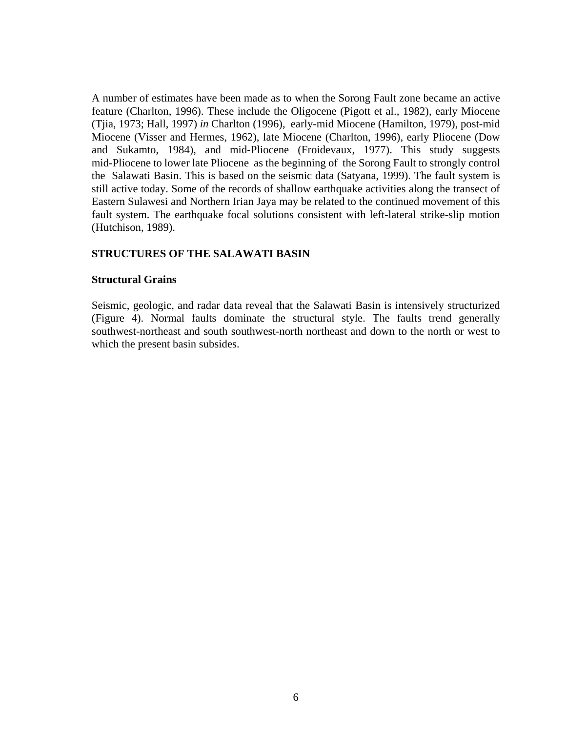A number of estimates have been made as to when the Sorong Fault zone became an active feature (Charlton, 1996). These include the Oligocene (Pigott et al., 1982), early Miocene (Tjia, 1973; Hall, 1997) *in* Charlton (1996), early-mid Miocene (Hamilton, 1979), post-mid Miocene (Visser and Hermes, 1962), late Miocene (Charlton, 1996), early Pliocene (Dow and Sukamto, 1984), and mid-Pliocene (Froidevaux, 1977). This study suggests mid-Pliocene to lower late Pliocene as the beginning of the Sorong Fault to strongly control the Salawati Basin. This is based on the seismic data (Satyana, 1999). The fault system is still active today. Some of the records of shallow earthquake activities along the transect of Eastern Sulawesi and Northern Irian Jaya may be related to the continued movement of this fault system. The earthquake focal solutions consistent with left-lateral strike-slip motion (Hutchison, 1989).

## STRUCTURES OF THE SALAWATI BASIN

### Structural Grains

Seismic, geologic, and radar data reveal that the Salawati Basin is intensively structurized (Figure 4). Normal faults dominate the structural style. The faults trend generally southwest-northeast and south southwest-north northeast and down to the north or west to which the present basin subsides.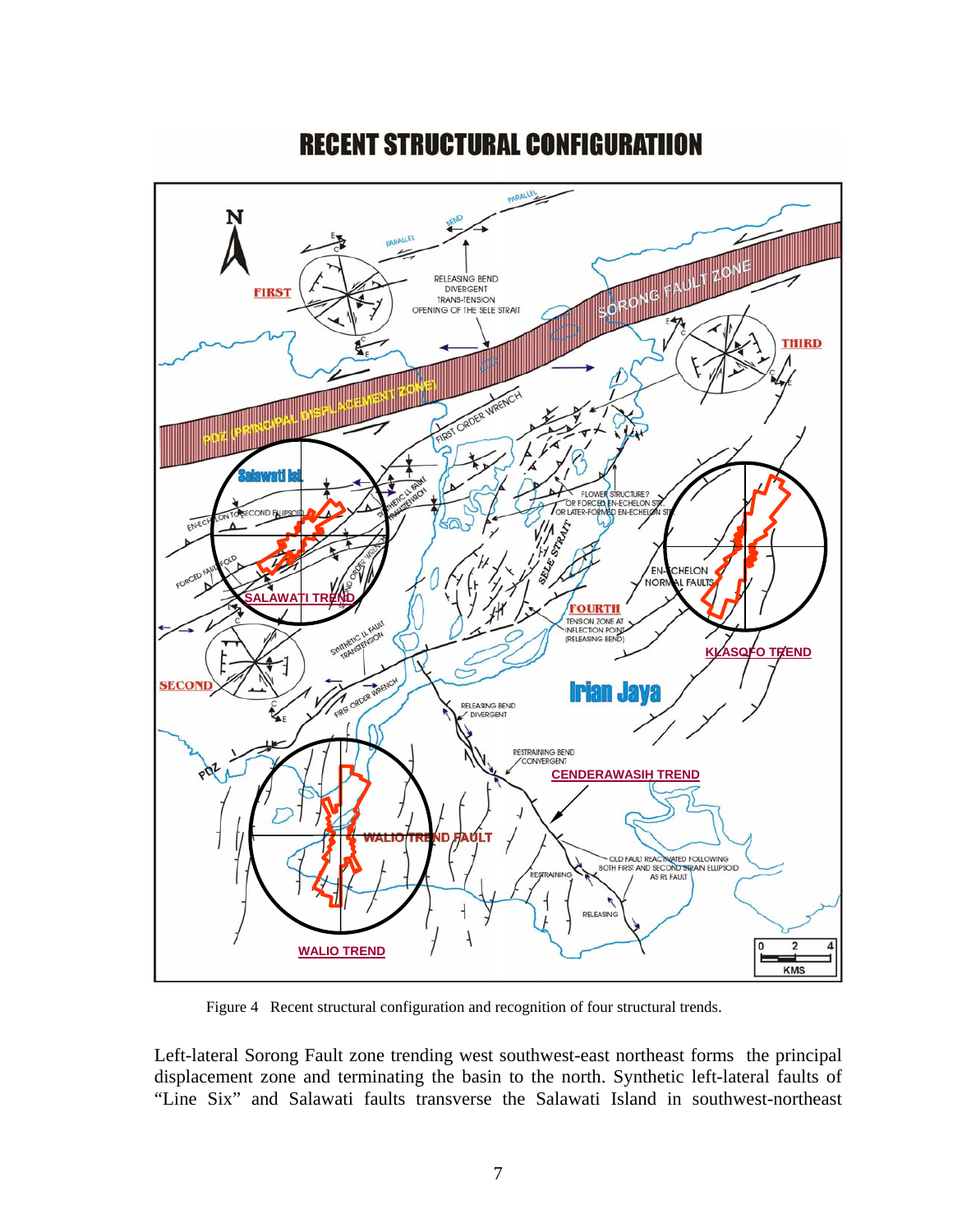# RECENT STRUCTURAL CONFIGURATIION

Figure 4 Recent structural configuration and recognition of four structural trends.

Left-lateral Sorong Fault zone trending west southwest-east northeast forms the principal displacement zone and terminating the basin to the north. Synthetic left-lateral faults of "Line Six" and Salawati faults transverse the Salawati Island in southwest-northeast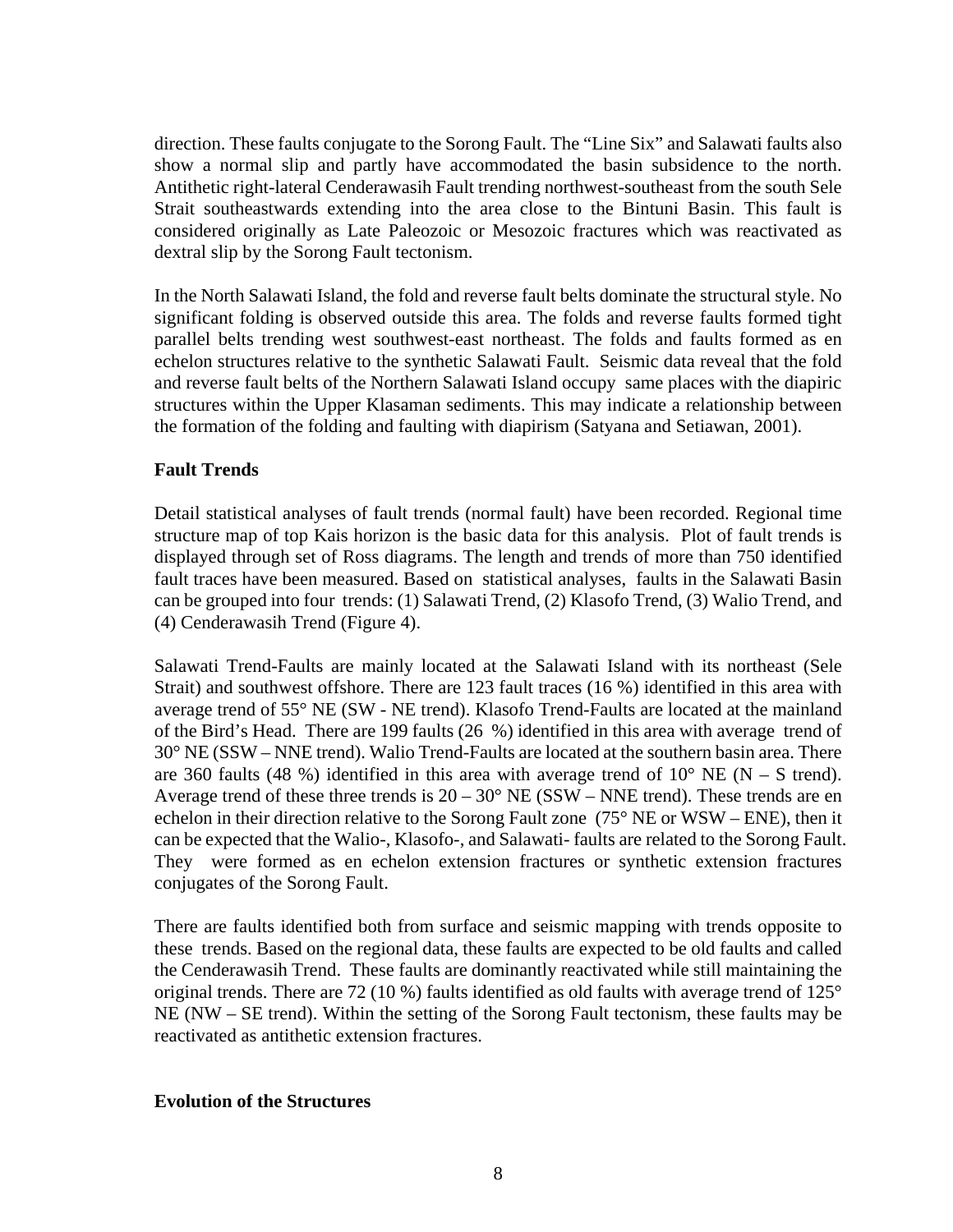direction. These faults conjugate to the Sorong Fault. The "Line Six" and Salawati faults also show a normal slip and partly have accommodated the basin subsidence to the north. Antithetic right-lateral Cenderawasih Fault trending northwest-southeast from the south Sele Strait southeastwards extending into the area close to the Bintuni Basin. This fault is considered originally as Late Paleozoic or Mesozoic fractures which was reactivated as dextral slip by the Sorong Fault tectonism.

In the North Salawati Island, the fold and reverse fault belts dominate the structural style. No significant folding is observed outside this area. The folds and reverse faults formed tight parallel belts trending west southwest-east northeast. The folds and faults formed as en echelon structures relative to the synthetic Salawati Fault. Seismic data reveal that the fold and reverse fault belts of the Northern Salawati Island occupy same places with the diapiric structures within the Upper Klasaman sediments. This may indicate a relationship between the formation of the folding and faulting with diapirism (Satyana and Setiawan, 2001).

## Fault Trends

Detail statistical analyses of fault trends (normal fault) have been recorded. Regional time structure map of top Kais horizon is the basic data for this analysis. Plot of fault trends is displayed through set of Ross diagrams. The length and trends of more than 750 identified fault traces have been measured. Based on statistical analyses, faults in the Salawati Basin can be grouped into four trends: (1) Salawati Trend, (2) Klasofo Trend, (3) Walio Trend, and (4) Cenderawasih Trend (Figure 4).

Salawati Trend-Faults are mainly located at the Salawati Island with its northeast (Sele Strait) and southwest offshore. There are 123 fault traces (16 %) identified in this area with average trend of 55° NE (SW - NE trend). Klasofo Trend-Faults are located at the mainland of the Bird's Head. There are 199 faults (26 %) identified in this area with average trend of 30° NE (SSW – NNE trend). Walio Trend-Faults are located at the southern basin area. There are 360 faults (48 %) identified in this area with average trend of 10° NE (N – S trend). Average trend of these three trends is 20 – 30° NE (SSW – NNE trend). These trends are en echelon in their direction relative to the Sorong Fault zone (75° NE or WSW – ENE), then it can be expected that the Walio-, Klasofo-, and Salawati- faults are related to the Sorong Fault. They were formed as en echelon extension fractures or synthetic extension fractures conjugates of the Sorong Fault.

There are faults identified both from surface and seismic mapping with trends opposite to these trends. Based on the regional data, these faults are expected to be old faults and called the Cenderawasih Trend. These faults are dominantly reactivated while still maintaining the original trends. There are 72 (10 %) faults identified as old faults with average trend of 125° NE (NW – SE trend). Within the setting of the Sorong Fault tectonism, these faults may be reactivated as antithetic extension fractures.

## Evolution of the Structures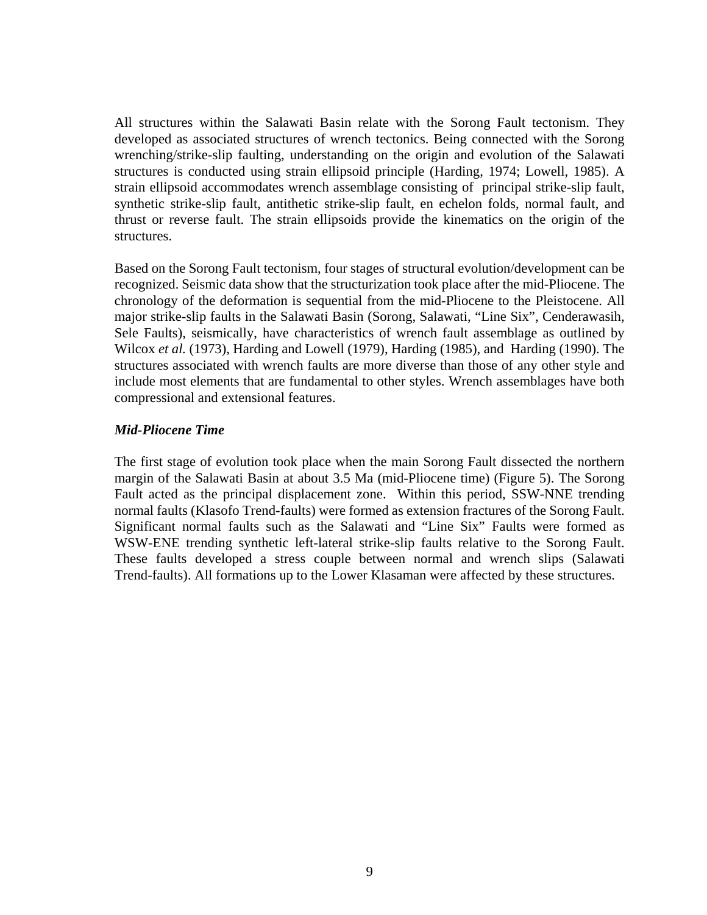All structures within the Salawati Basin relate with the Sorong Fault tectonism. They developed as associated structures of wrench tectonics. Being connected with the Sorong wrenching/strike-slip faulting, understanding on the origin and evolution of the Salawati structures is conducted using strain ellipsoid principle (Harding, 1974; Lowell, 1985). A strain ellipsoid accommodates wrench assemblage consisting of principal strike-slip fault, synthetic strike-slip fault, antithetic strike-slip fault, en echelon folds, normal fault, and thrust or reverse fault. The strain ellipsoids provide the kinematics on the origin of the structures.

Based on the Sorong Fault tectonism, four stages of structural evolution/development can be recognized. Seismic data show that the structurization took place after the mid-Pliocene. The chronology of the deformation is sequential from the mid-Pliocene to the Pleistocene. All major strike-slip faults in the Salawati Basin (Sorong, Salawati, "Line Six", Cenderawasih, Sele Faults), seismically, have characteristics of wrench fault assemblage as outlined by Wilcox *et al.* (1973), Harding and Lowell (1979), Harding (1985), and Harding (1990). The structures associated with wrench faults are more diverse than those of any other style and include most elements that are fundamental to other styles. Wrench assemblages have both compressional and extensional features.

### *Mid-Pliocene Time*

The first stage of evolution took place when the main Sorong Fault dissected the northern margin of the Salawati Basin at about 3.5 Ma (mid-Pliocene time) (Figure 5). The Sorong Fault acted as the principal displacement zone. Within this period, SSW-NNE trending normal faults (Klasofo Trend-faults) were formed as extension fractures of the Sorong Fault. Significant normal faults such as the Salawati and "Line Six" Faults were formed as WSW-ENE trending synthetic left-lateral strike-slip faults relative to the Sorong Fault. These faults developed a stress couple between normal and wrench slips (Salawati Trend-faults). All formations up to the Lower Klasaman were affected by these structures.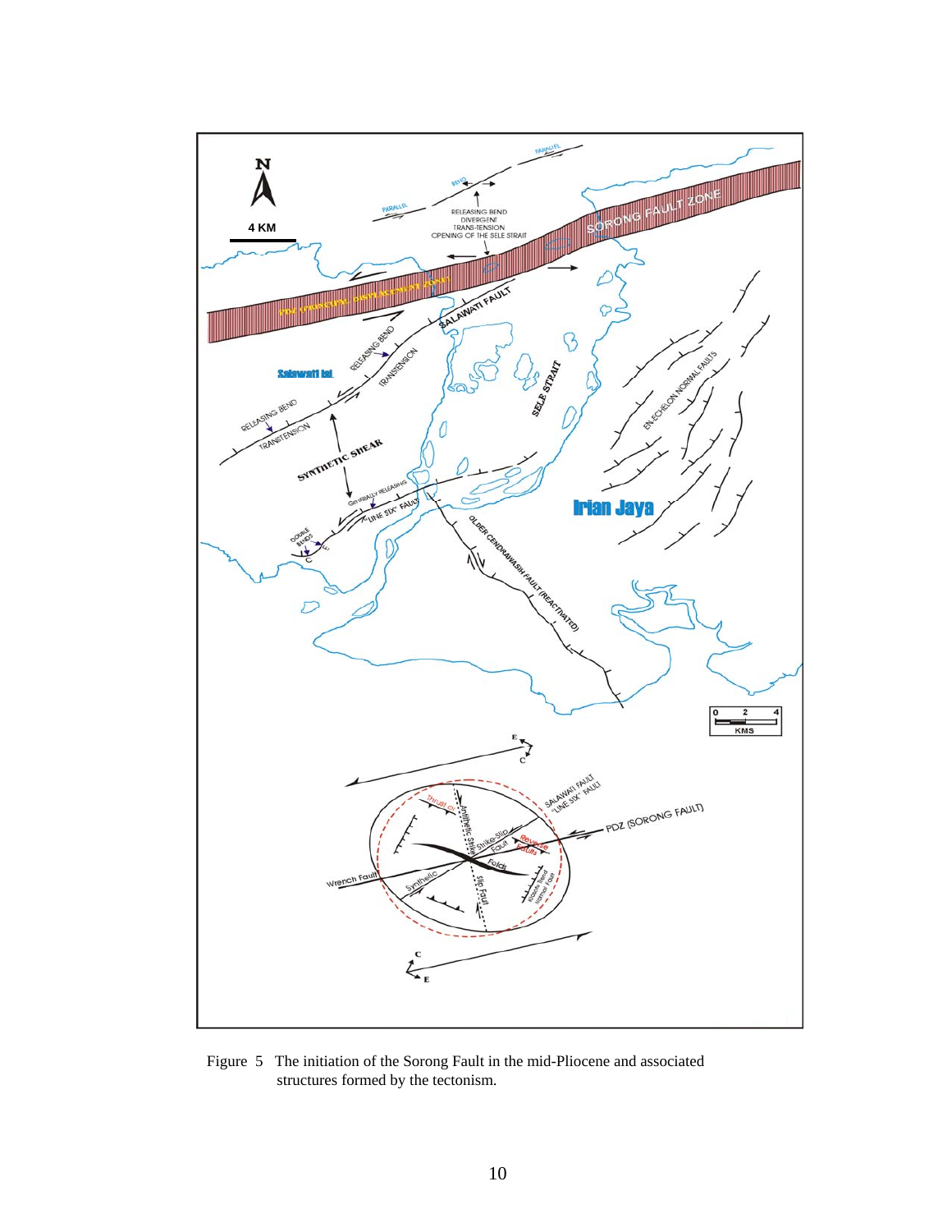Figure 5 The initiation of the Sorong Fault in the mid-Pliocene and associated structures formed by the tectonism.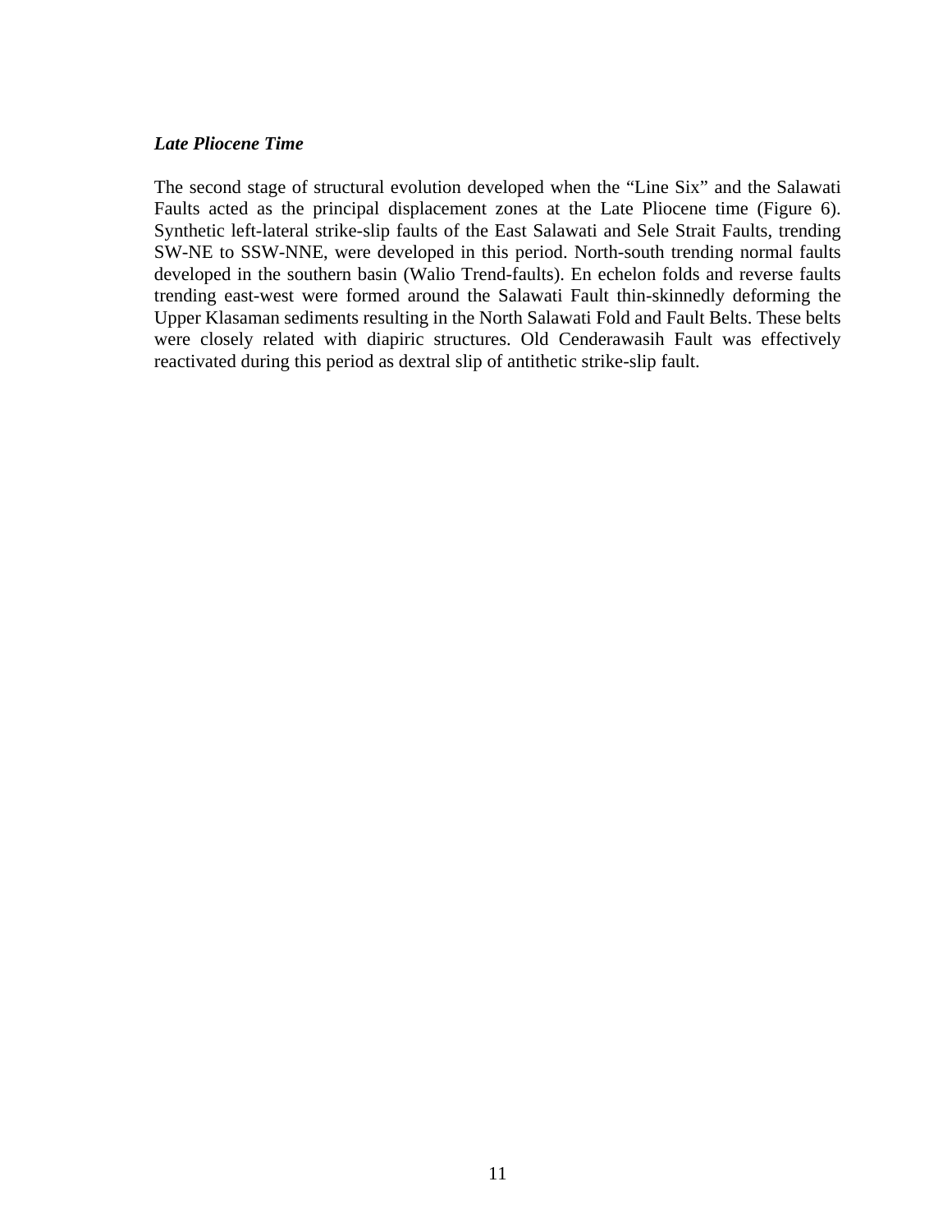*__Late Pliocene Time__*

The second stage of structural evolution developed when the "Line Six" and the Salawati Faults acted as the principal displacement zones at the Late Pliocene time (Figure 6). Synthetic left-lateral strike-slip faults of the East Salawati and Sele Strait Faults, trending SW-NE to SSW-NNE, were developed in this period. North-south trending normal faults developed in the southern basin (Walio Trend-faults). En echelon folds and reverse faults trending east-west were formed around the Salawati Fault thin-skinnedly deforming the Upper Klasaman sediments resulting in the North Salawati Fold and Fault Belts. These belts were closely related with diapiric structures. Old Cenderawasih Fault was effectively reactivated during this period as dextral slip of antithetic strike-slip fault.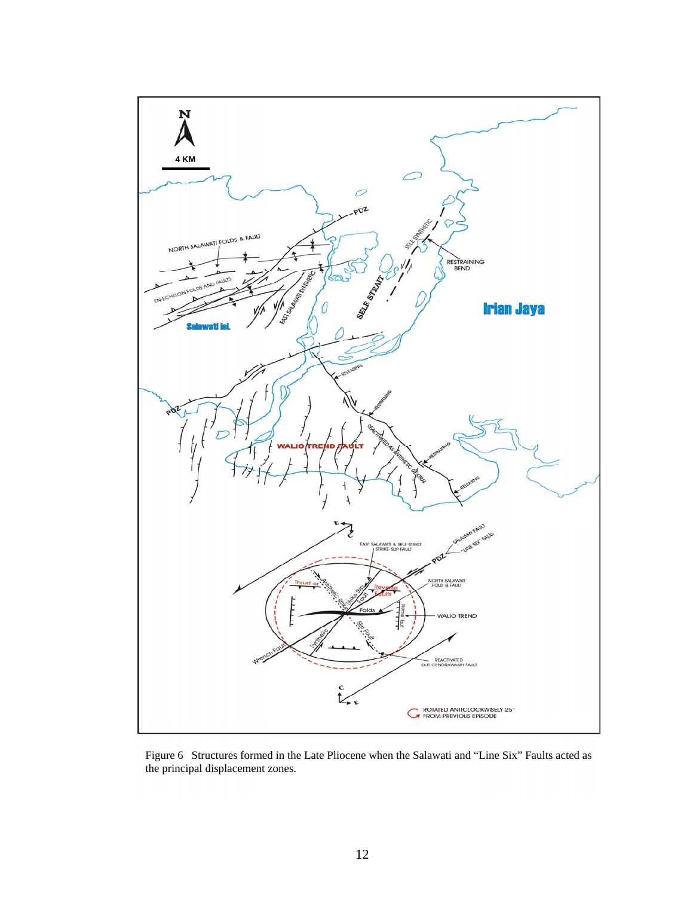Figure 6 Structures formed in the Late Pliocene when the Salawati and "Line Six" Faults acted as the principal displacement zones.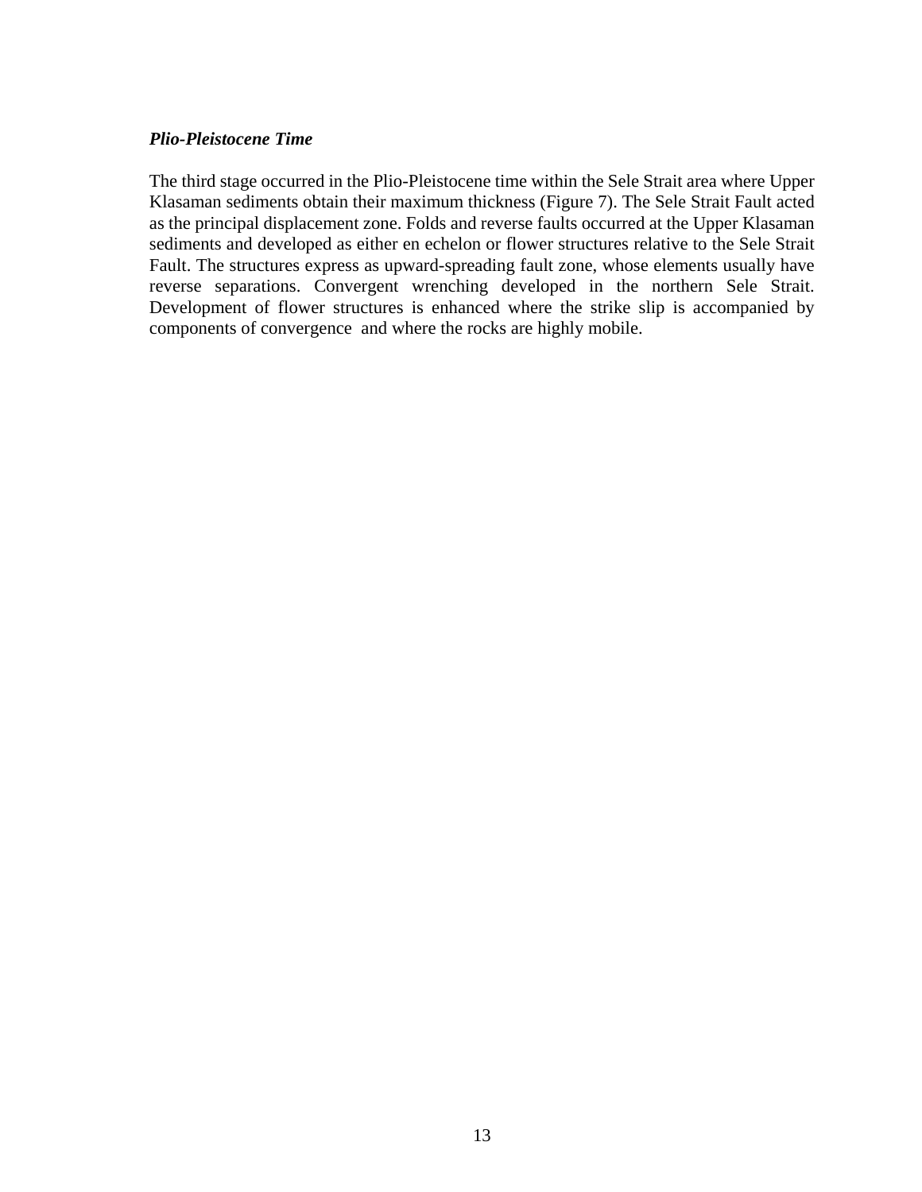***Plio-Pleistocene Time***

The third stage occurred in the Plio-Pleistocene time within the Sele Strait area where Upper Klasaman sediments obtain their maximum thickness (Figure 7). The Sele Strait Fault acted as the principal displacement zone. Folds and reverse faults occurred at the Upper Klasaman sediments and developed as either en echelon or flower structures relative to the Sele Strait Fault. The structures express as upward-spreading fault zone, whose elements usually have reverse separations. Convergent wrenching developed in the northern Sele Strait. Development of flower structures is enhanced where the strike slip is accompanied by components of convergence  and where the rocks are highly mobile.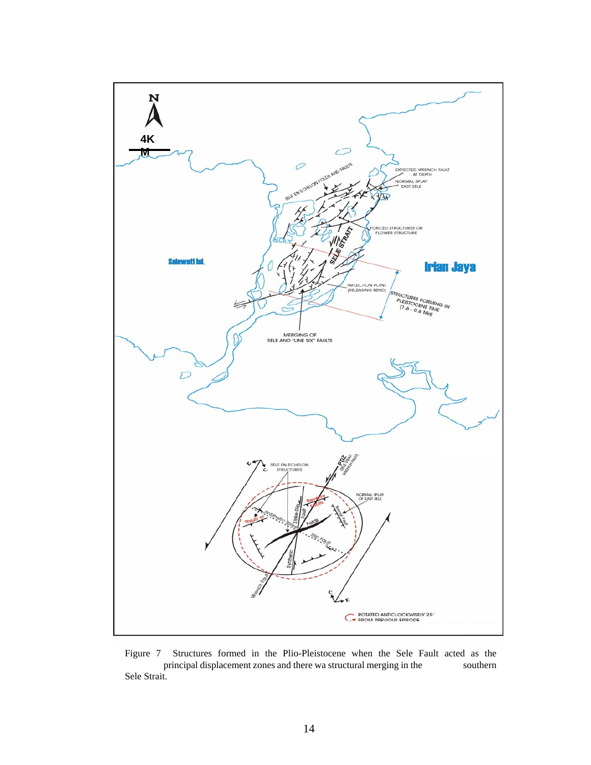Figure 7 Structures formed in the Plio-Pleistocene when the Sele Fault acted as the principal displacement zones and there wa structural merging in the southern Sele Strait.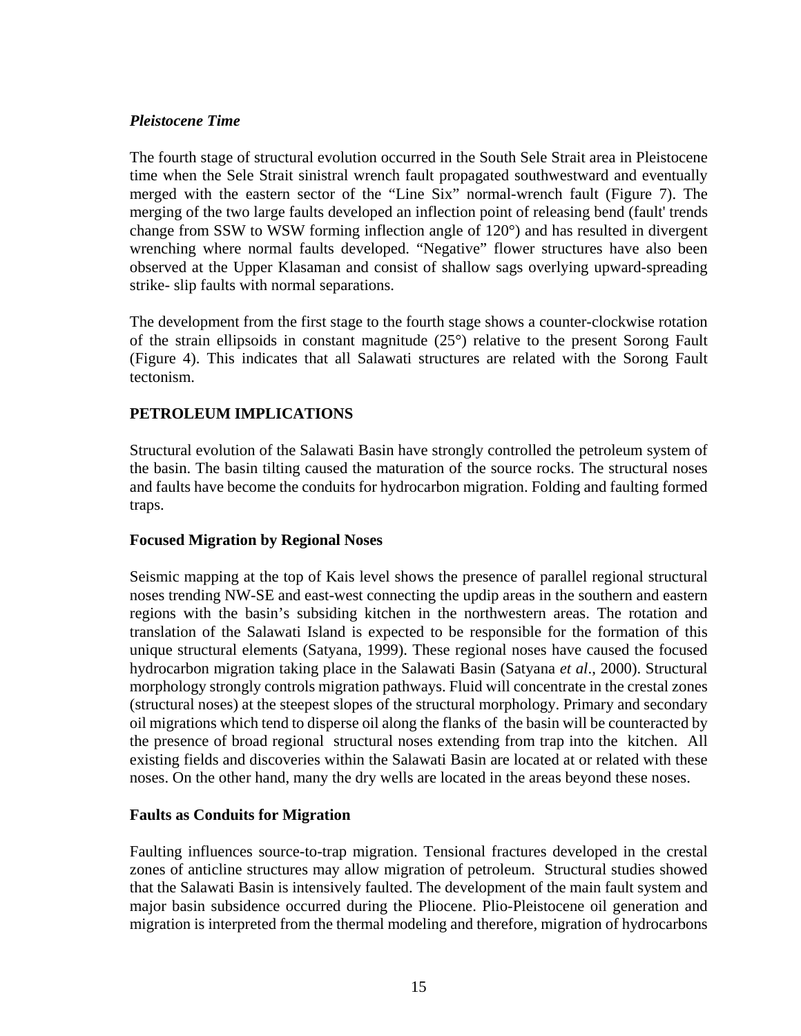### *Pleistocene Time*

The fourth stage of structural evolution occurred in the South Sele Strait area in Pleistocene time when the Sele Strait sinistral wrench fault propagated southwestward and eventually merged with the eastern sector of the "Line Six" normal-wrench fault (Figure 7). The merging of the two large faults developed an inflection point of releasing bend (fault' trends change from SSW to WSW forming inflection angle of 120°) and has resulted in divergent wrenching where normal faults developed. "Negative" flower structures have also been observed at the Upper Klasaman and consist of shallow sags overlying upward-spreading strike- slip faults with normal separations.

The development from the first stage to the fourth stage shows a counter-clockwise rotation of the strain ellipsoids in constant magnitude (25°) relative to the present Sorong Fault (Figure 4). This indicates that all Salawati structures are related with the Sorong Fault tectonism.

## PETROLEUM IMPLICATIONS

Structural evolution of the Salawati Basin have strongly controlled the petroleum system of the basin. The basin tilting caused the maturation of the source rocks. The structural noses and faults have become the conduits for hydrocarbon migration. Folding and faulting formed traps.

### Focused Migration by Regional Noses

Seismic mapping at the top of Kais level shows the presence of parallel regional structural noses trending NW-SE and east-west connecting the updip areas in the southern and eastern regions with the basin's subsiding kitchen in the northwestern areas. The rotation and translation of the Salawati Island is expected to be responsible for the formation of this unique structural elements (Satyana, 1999). These regional noses have caused the focused hydrocarbon migration taking place in the Salawati Basin (Satyana *et al*., 2000). Structural morphology strongly controls migration pathways. Fluid will concentrate in the crestal zones (structural noses) at the steepest slopes of the structural morphology. Primary and secondary oil migrations which tend to disperse oil along the flanks of the basin will be counteracted by the presence of broad regional structural noses extending from trap into the kitchen. All existing fields and discoveries within the Salawati Basin are located at or related with these noses. On the other hand, many the dry wells are located in the areas beyond these noses.

### Faults as Conduits for Migration

Faulting influences source-to-trap migration. Tensional fractures developed in the crestal zones of anticline structures may allow migration of petroleum. Structural studies showed that the Salawati Basin is intensively faulted. The development of the main fault system and major basin subsidence occurred during the Pliocene. Plio-Pleistocene oil generation and migration is interpreted from the thermal modeling and therefore, migration of hydrocarbons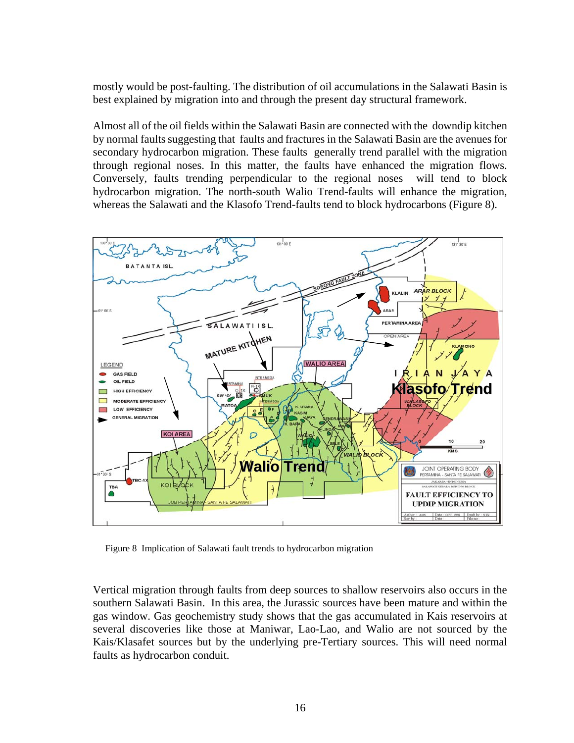mostly would be post-faulting. The distribution of oil accumulations in the Salawati Basin is best explained by migration into and through the present day structural framework.

Almost all of the oil fields within the Salawati Basin are connected with the downdip kitchen by normal faults suggesting that faults and fractures in the Salawati Basin are the avenues for secondary hydrocarbon migration. These faults generally trend parallel with the migration through regional noses. In this matter, the faults have enhanced the migration flows. Conversely, faults trending perpendicular to the regional noses will tend to block hydrocarbon migration. The north-south Walio Trend-faults will enhance the migration, whereas the Salawati and the Klasofo Trend-faults tend to block hydrocarbons (Figure 8).

Figure 8 Implication of Salawati fault trends to hydrocarbon migration

Vertical migration through faults from deep sources to shallow reservoirs also occurs in the southern Salawati Basin. In this area, the Jurassic sources have been mature and within the gas window. Gas geochemistry study shows that the gas accumulated in Kais reservoirs at several discoveries like those at Maniwar, Lao-Lao, and Walio are not sourced by the Kais/Klasafet sources but by the underlying pre-Tertiary sources. This will need normal faults as hydrocarbon conduit.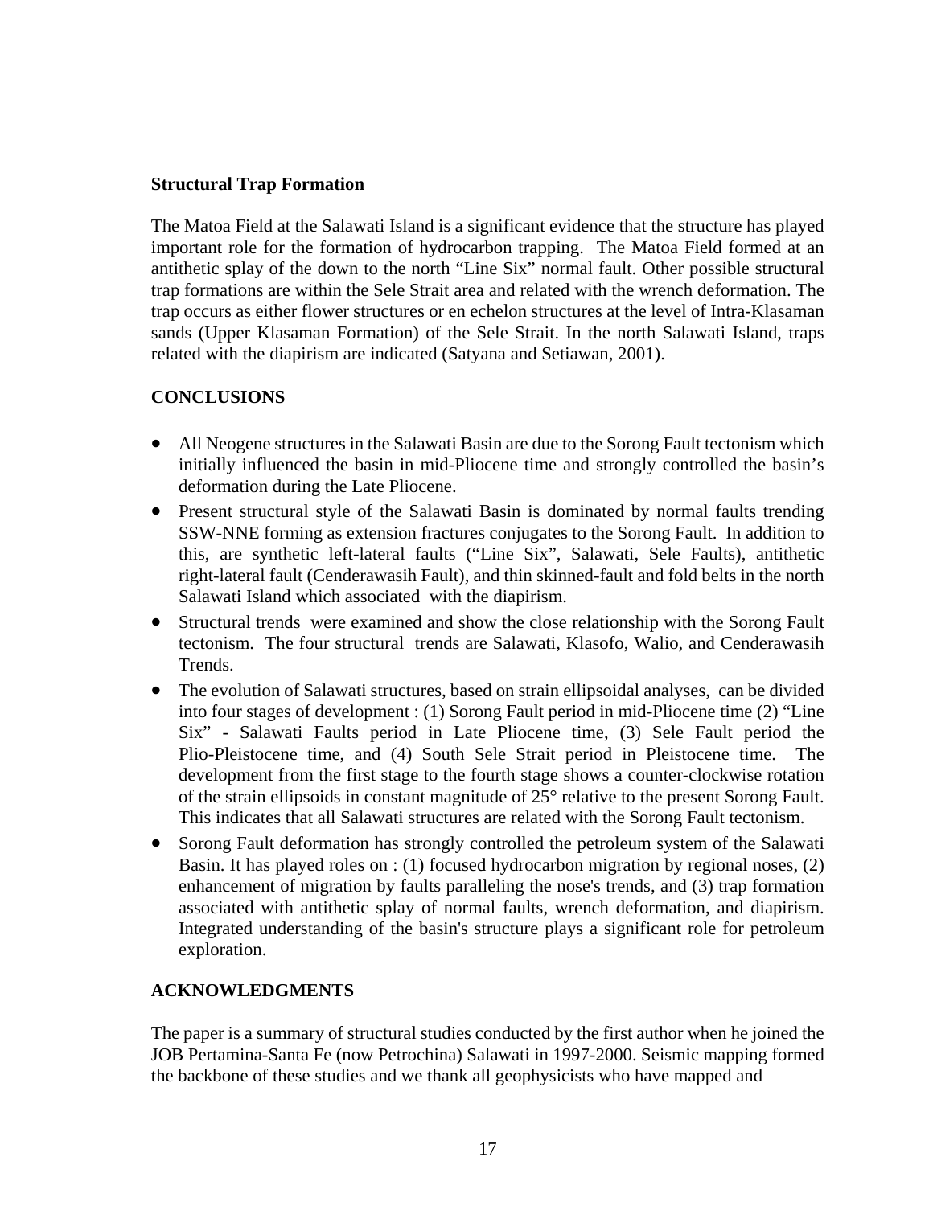## Structural Trap Formation

The Matoa Field at the Salawati Island is a significant evidence that the structure has played important role for the formation of hydrocarbon trapping. The Matoa Field formed at an antithetic splay of the down to the north "Line Six" normal fault. Other possible structural trap formations are within the Sele Strait area and related with the wrench deformation. The trap occurs as either flower structures or en echelon structures at the level of Intra-Klasaman sands (Upper Klasaman Formation) of the Sele Strait. In the north Salawati Island, traps related with the diapirism are indicated (Satyana and Setiawan, 2001).

## CONCLUSIONS

- All Neogene structures in the Salawati Basin are due to the Sorong Fault tectonism which initially influenced the basin in mid-Pliocene time and strongly controlled the basin's deformation during the Late Pliocene.
- Present structural style of the Salawati Basin is dominated by normal faults trending SSW-NNE forming as extension fractures conjugates to the Sorong Fault. In addition to this, are synthetic left-lateral faults ("Line Six", Salawati, Sele Faults), antithetic right-lateral fault (Cenderawasih Fault), and thin skinned-fault and fold belts in the north Salawati Island which associated with the diapirism.
- Structural trends were examined and show the close relationship with the Sorong Fault tectonism. The four structural trends are Salawati, Klasofo, Walio, and Cenderawasih Trends.
- The evolution of Salawati structures, based on strain ellipsoidal analyses, can be divided into four stages of development : (1) Sorong Fault period in mid-Pliocene time (2) "Line Six" - Salawati Faults period in Late Pliocene time, (3) Sele Fault period the Plio-Pleistocene time, and (4) South Sele Strait period in Pleistocene time. The development from the first stage to the fourth stage shows a counter-clockwise rotation of the strain ellipsoids in constant magnitude of 25° relative to the present Sorong Fault. This indicates that all Salawati structures are related with the Sorong Fault tectonism.
- Sorong Fault deformation has strongly controlled the petroleum system of the Salawati Basin. It has played roles on : (1) focused hydrocarbon migration by regional noses, (2) enhancement of migration by faults paralleling the nose's trends, and (3) trap formation associated with antithetic splay of normal faults, wrench deformation, and diapirism. Integrated understanding of the basin's structure plays a significant role for petroleum exploration.

## ACKNOWLEDGMENTS

The paper is a summary of structural studies conducted by the first author when he joined the JOB Pertamina-Santa Fe (now Petrochina) Salawati in 1997-2000. Seismic mapping formed the backbone of these studies and we thank all geophysicists who have mapped and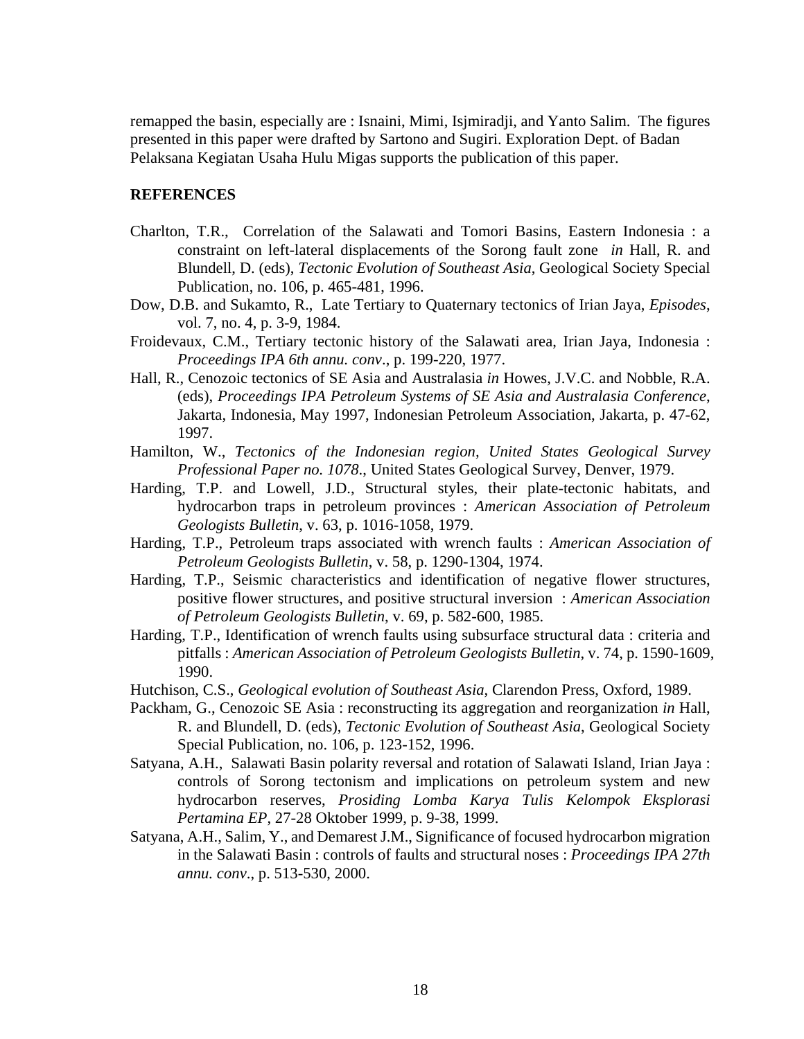remapped the basin, especially are : Isnaini, Mimi, Isjmiradji, and Yanto Salim. The figures presented in this paper were drafted by Sartono and Sugiri. Exploration Dept. of Badan Pelaksana Kegiatan Usaha Hulu Migas supports the publication of this paper.

## REFERENCES

Charlton, T.R., Correlation of the Salawati and Tomori Basins, Eastern Indonesia : a constraint on left-lateral displacements of the Sorong fault zone *in* Hall, R. and Blundell, D. (eds), *Tectonic Evolution of Southeast Asia*, Geological Society Special Publication, no. 106, p. 465-481, 1996.

Dow, D.B. and Sukamto, R., Late Tertiary to Quaternary tectonics of Irian Jaya, *Episodes*, vol. 7, no. 4, p. 3-9, 1984.

Froidevaux, C.M., Tertiary tectonic history of the Salawati area, Irian Jaya, Indonesia : *Proceedings IPA 6th annu. conv*., p. 199-220, 1977.

Hall, R., Cenozoic tectonics of SE Asia and Australasia *in* Howes, J.V.C. and Nobble, R.A. (eds), *Proceedings IPA Petroleum Systems of SE Asia and Australasia Conference*, Jakarta, Indonesia, May 1997, Indonesian Petroleum Association, Jakarta, p. 47-62, 1997.

Hamilton, W., *Tectonics of the Indonesian region, United States Geological Survey Professional Paper no. 1078*., United States Geological Survey, Denver, 1979.

Harding, T.P. and Lowell, J.D., Structural styles, their plate-tectonic habitats, and hydrocarbon traps in petroleum provinces : *American Association of Petroleum Geologists Bulletin*, v. 63, p. 1016-1058, 1979.

Harding, T.P., Petroleum traps associated with wrench faults : *American Association of Petroleum Geologists Bulletin*, v. 58, p. 1290-1304, 1974.

Harding, T.P., Seismic characteristics and identification of negative flower structures, positive flower structures, and positive structural inversion : *American Association of Petroleum Geologists Bulletin*, v. 69, p. 582-600, 1985.

Harding, T.P., Identification of wrench faults using subsurface structural data : criteria and pitfalls : *American Association of Petroleum Geologists Bulletin*, v. 74, p. 1590-1609, 1990.

Hutchison, C.S., *Geological evolution of Southeast Asia*, Clarendon Press, Oxford, 1989.

Packham, G., Cenozoic SE Asia : reconstructing its aggregation and reorganization *in* Hall, R. and Blundell, D. (eds), *Tectonic Evolution of Southeast Asia*, Geological Society Special Publication, no. 106, p. 123-152, 1996.

Satyana, A.H., Salawati Basin polarity reversal and rotation of Salawati Island, Irian Jaya : controls of Sorong tectonism and implications on petroleum system and new hydrocarbon reserves, *Prosiding Lomba Karya Tulis Kelompok Eksplorasi Pertamina EP*, 27-28 Oktober 1999, p. 9-38, 1999.

Satyana, A.H., Salim, Y., and Demarest J.M., Significance of focused hydrocarbon migration in the Salawati Basin : controls of faults and structural noses : *Proceedings IPA 27th annu. conv*., p. 513-530, 2000.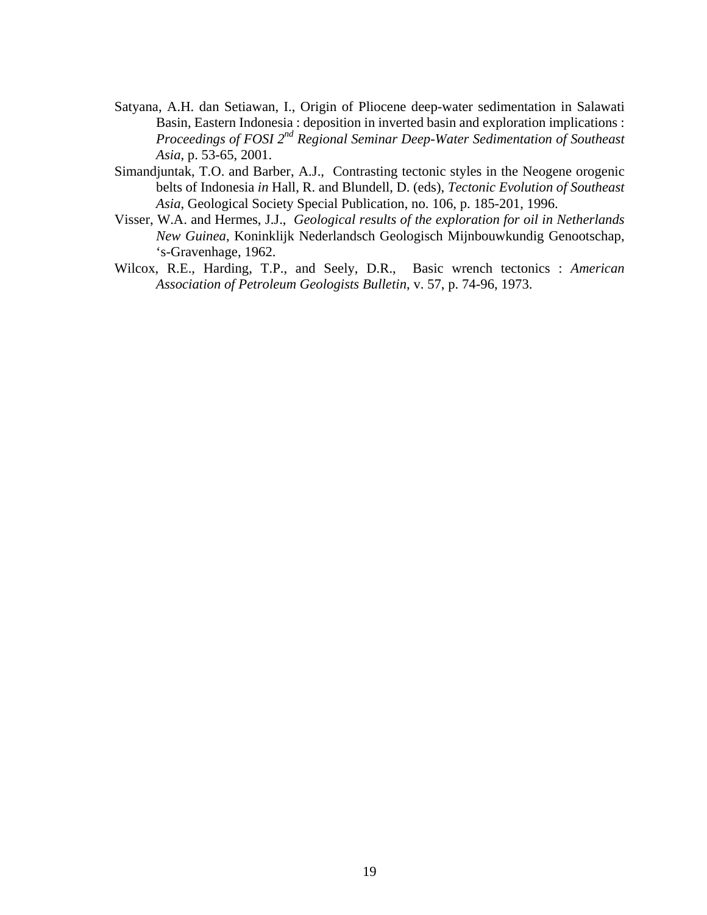Satyana, A.H. dan Setiawan, I., Origin of Pliocene deep-water sedimentation in Salawati Basin, Eastern Indonesia : deposition in inverted basin and exploration implications : *Proceedings of FOSI 2nd Regional Seminar Deep-Water Sedimentation of Southeast Asia*, p. 53-65, 2001.

Simandjuntak, T.O. and Barber, A.J., Contrasting tectonic styles in the Neogene orogenic belts of Indonesia *in* Hall, R. and Blundell, D. (eds), *Tectonic Evolution of Southeast Asia*, Geological Society Special Publication, no. 106, p. 185-201, 1996.

Visser, W.A. and Hermes, J.J., *Geological results of the exploration for oil in Netherlands New Guinea*, Koninklijk Nederlandsch Geologisch Mijnbouwkundig Genootschap, ‘s-Gravenhage, 1962.

Wilcox, R.E., Harding, T.P., and Seely, D.R., Basic wrench tectonics : *American Association of Petroleum Geologists Bulletin*, v. 57, p. 74-96, 1973.